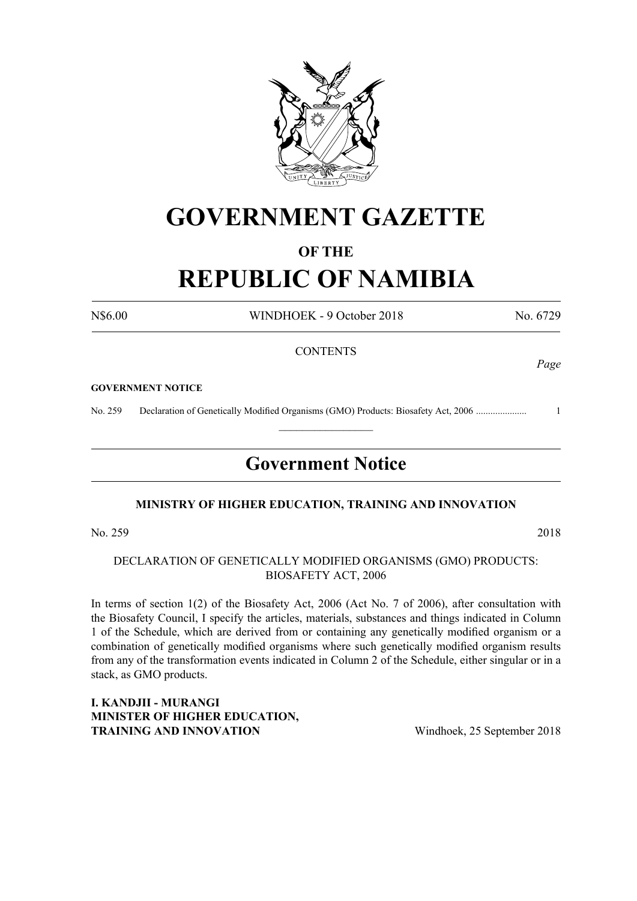# GOVERNMENT GAZETTE

## OF THE

# REPUBLIC OF NAMIBIA

N$6.00 WINDHOEK - 9 October 2018 No. 6729

CONTENTS

*Page*

**GOVERNMENT NOTICE**

No. 259 Declaration of Genetically Modified Organisms (GMO) Products: Biosafety Act, 2006 .................... 1

---

## Government Notice

**MINISTRY OF HIGHER EDUCATION, TRAINING AND INNOVATION**

No. 259 2018

DECLARATION OF GENETICALLY MODIFIED ORGANISMS (GMO) PRODUCTS: BIOSAFETY ACT, 2006

In terms of section 1(2) of the Biosafety Act, 2006 (Act No. 7 of 2006), after consultation with the Biosafety Council, I specify the articles, materials, substances and things indicated in Column 1 of the Schedule, which are derived from or containing any genetically modified organism or a combination of genetically modified organisms where such genetically modified organism results from any of the transformation events indicated in Column 2 of the Schedule, either singular or in a stack, as GMO products.

**I. KANDJII - MURANGI**
**MINISTER OF HIGHER EDUCATION,**
**TRAINING AND INNOVATION** Windhoek, 25 September 2018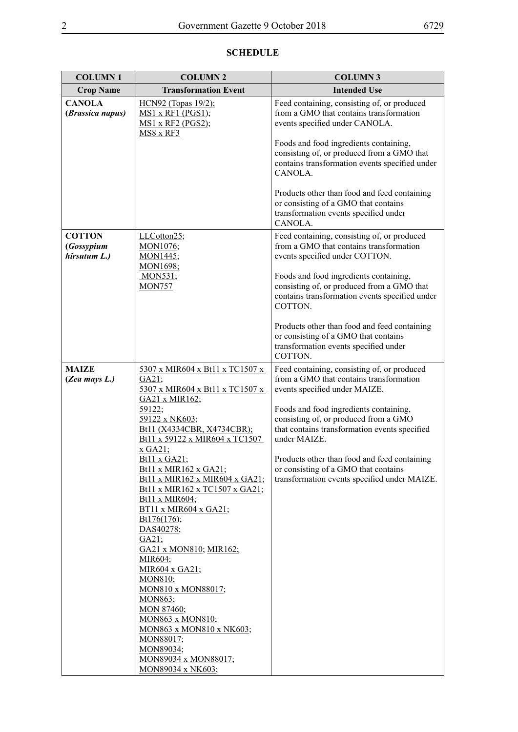# SCHEDULE

| COLUMN 1 | COLUMN 2 | COLUMN 3 |
|---|---|---|
| **Crop Name** | **Transformation Event** | **Intended Use** |
| **CANOLA** **(*Brassica napus*)** | HCN92 (Topas 19/2); MS1 x RF1 (PGS1); MS1 x RF2 (PGS2); MS8 x RF3 | Feed containing, consisting of, or produced from a GMO that contains transformation events specified under CANOLA. <br><br> Foods and food ingredients containing, consisting of, or produced from a GMO that contains transformation events specified under CANOLA. <br><br> Products other than food and feed containing or consisting of a GMO that contains transformation events specified under CANOLA. |
| **COTTON** **(*Gossypium hirsutum L.*)** | LLCotton25; MON1076; MON1445; MON1698; MON531; MON757 | Feed containing, consisting of, or produced from a GMO that contains transformation events specified under COTTON. <br><br> Foods and food ingredients containing, consisting of, or produced from a GMO that contains transformation events specified under COTTON. <br><br> Products other than food and feed containing or consisting of a GMO that contains transformation events specified under COTTON. |
| **MAIZE** **(*Zea mays L.*)** | 5307 x MIR604 x Bt11 x TC1507 x GA21; 5307 x MIR604 x Bt11 x TC1507 x GA21 x MIR162; 59122; 59122 x NK603; Bt11 (X4334CBR, X4734CBR); Bt11 x 59122 x MIR604 x TC1507 x GA21; Bt11 x GA21; Bt11 x MIR162 x GA21; Bt11 x MIR162 x MIR604 x GA21; Bt11 x MIR162 x TC1507 x GA21; Bt11 x MIR604; BT11 x MIR604 x GA21; Bt176(176); DAS40278; GA21; GA21 x MON810; MIR162; MIR604; MIR604 x GA21; MON810; MON810 x MON88017; MON863; MON 87460; MON863 x MON810; MON863 x MON810 x NK603; MON88017; MON89034; MON89034 x MON88017; MON89034 x NK603; | Feed containing, consisting of, or produced from a GMO that contains transformation events specified under MAIZE. <br><br> Foods and food ingredients containing, consisting of, or produced from a GMO that contains transformation events specified under MAIZE. <br><br> Products other than food and feed containing or consisting of a GMO that contains transformation events specified under MAIZE. |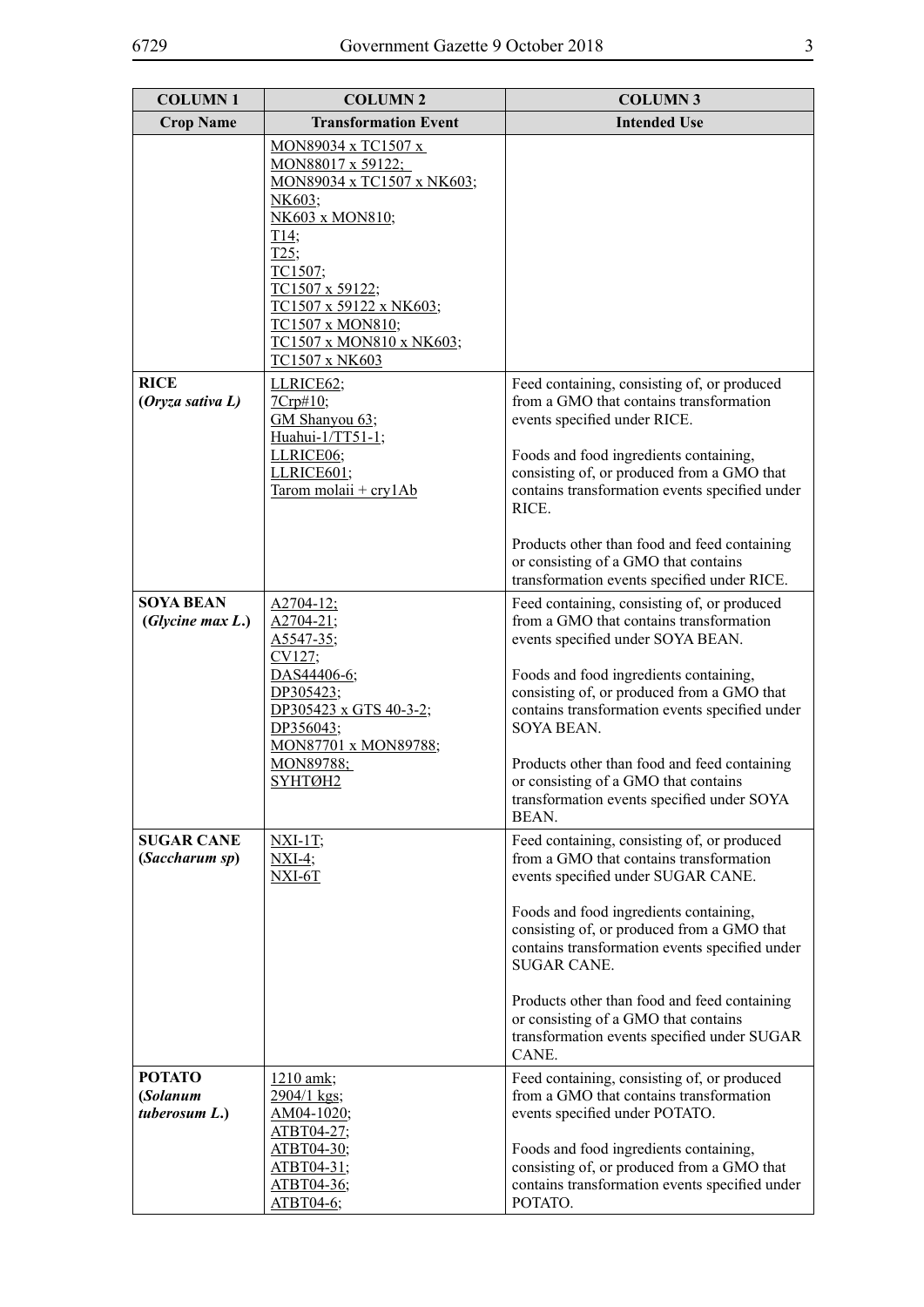| COLUMN 1 | COLUMN 2 | COLUMN 3 |
|---|---|---|
| **Crop Name** | **Transformation Event** | **Intended Use** |
| | MON89034 x TC1507 x MON88017 x 59122; MON89034 x TC1507 x NK603; NK603; NK603 x MON810; T14; T25; TC1507; TC1507 x 59122; TC1507 x 59122 x NK603; TC1507 x MON810; TC1507 x MON810 x NK603; TC1507 x NK603 | |
| **RICE (*Oryza sativa L*)** | LLRICE62; 7Crp#10; GM Shanyou 63; Huahui-1/TT51-1; LLRICE06; LLRICE601; Tarom molaii + cry1Ab | Feed containing, consisting of, or produced from a GMO that contains transformation events specified under RICE.<br><br>Foods and food ingredients containing, consisting of, or produced from a GMO that contains transformation events specified under RICE.<br><br>Products other than food and feed containing or consisting of a GMO that contains transformation events specified under RICE. |
| **SOYA BEAN (*Glycine max L.*)** | A2704-12; A2704-21; A5547-35; CV127; DAS44406-6; DP305423; DP305423 x GTS 40-3-2; DP356043; MON87701 x MON89788; MON89788; SYHTØH2 | Feed containing, consisting of, or produced from a GMO that contains transformation events specified under SOYA BEAN.<br><br>Foods and food ingredients containing, consisting of, or produced from a GMO that contains transformation events specified under SOYA BEAN.<br><br>Products other than food and feed containing or consisting of a GMO that contains transformation events specified under SOYA BEAN. |
| **SUGAR CANE (*Saccharum sp*)** | NXI-1T; NXI-4; NXI-6T | Feed containing, consisting of, or produced from a GMO that contains transformation events specified under SUGAR CANE.<br><br>Foods and food ingredients containing, consisting of, or produced from a GMO that contains transformation events specified under SUGAR CANE.<br><br>Products other than food and feed containing or consisting of a GMO that contains transformation events specified under SUGAR CANE. |
| **POTATO (*Solanum tuberosum L.*)** | 1210 amk; 2904/1 kgs; AM04-1020; ATBT04-27; ATBT04-30; ATBT04-31; ATBT04-36; ATBT04-6; | Feed containing, consisting of, or produced from a GMO that contains transformation events specified under POTATO.<br><br>Foods and food ingredients containing, consisting of, or produced from a GMO that contains transformation events specified under POTATO. |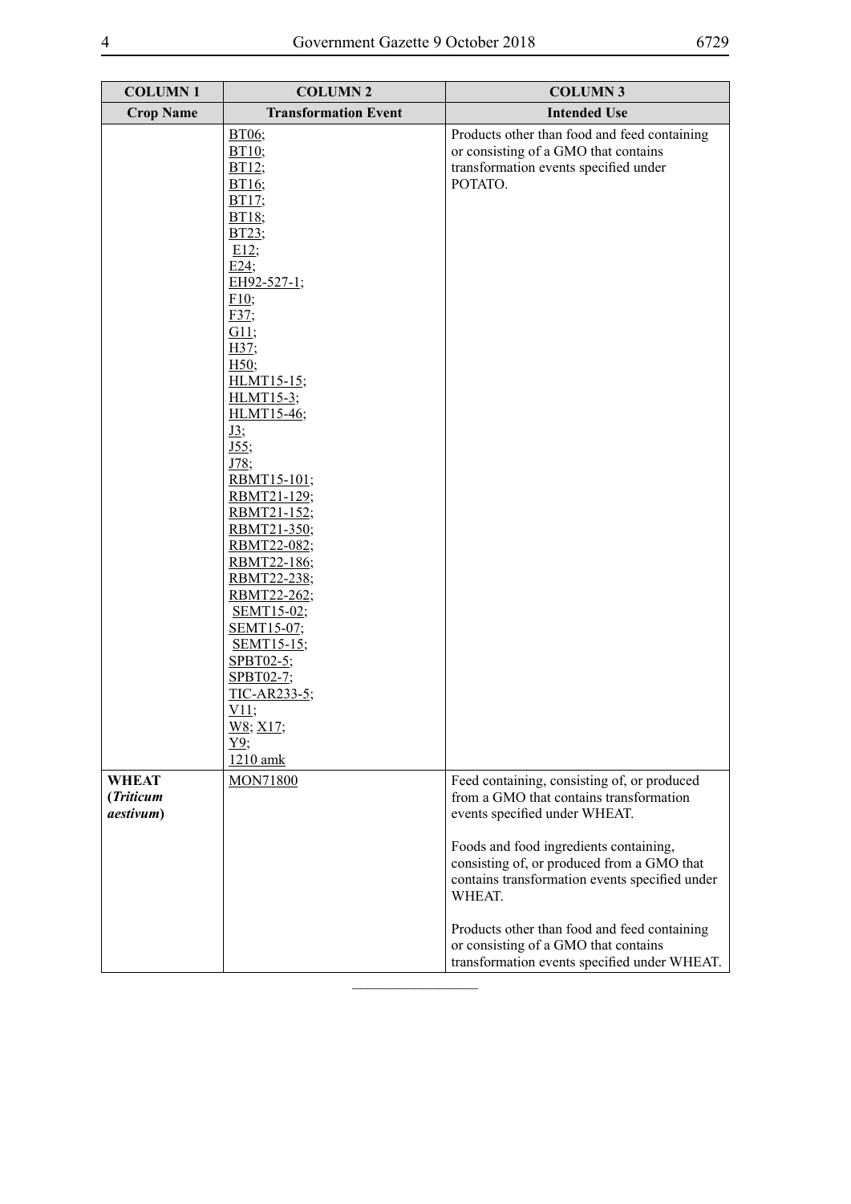| COLUMN 1 | COLUMN 2 | COLUMN 3 |
| --- | --- | --- |
| **Crop Name** | **Transformation Event** | **Intended Use** |
| | BT06;<br>BT10;<br>BT12;<br>BT16;<br>BT17;<br>BT18;<br>BT23;<br>E12;<br>E24;<br>EH92-527-1;<br>F10;<br>F37;<br>G11;<br>H37;<br>H50;<br>HLMT15-15;<br>HLMT15-3;<br>HLMT15-46;<br>J3;<br>J55;<br>J78;<br>RBMT15-101;<br>RBMT21-129;<br>RBMT21-152;<br>RBMT21-350;<br>RBMT22-082;<br>RBMT22-186;<br>RBMT22-238;<br>RBMT22-262;<br>SEMT15-02;<br>SEMT15-07;<br>SEMT15-15;<br>SPBT02-5;<br>SPBT02-7;<br>TIC-AR233-5;<br>V11;<br>W8; X17;<br>Y9;<br>1210 amk | Products other than food and feed containing or consisting of a GMO that contains transformation events specified under POTATO. |
| **WHEAT (*Triticum aestivum*)** | MON71800 | Feed containing, consisting of, or produced from a GMO that contains transformation events specified under WHEAT.<br><br>Foods and food ingredients containing, consisting of, or produced from a GMO that contains transformation events specified under WHEAT.<br><br>Products other than food and feed containing or consisting of a GMO that contains transformation events specified under WHEAT. |